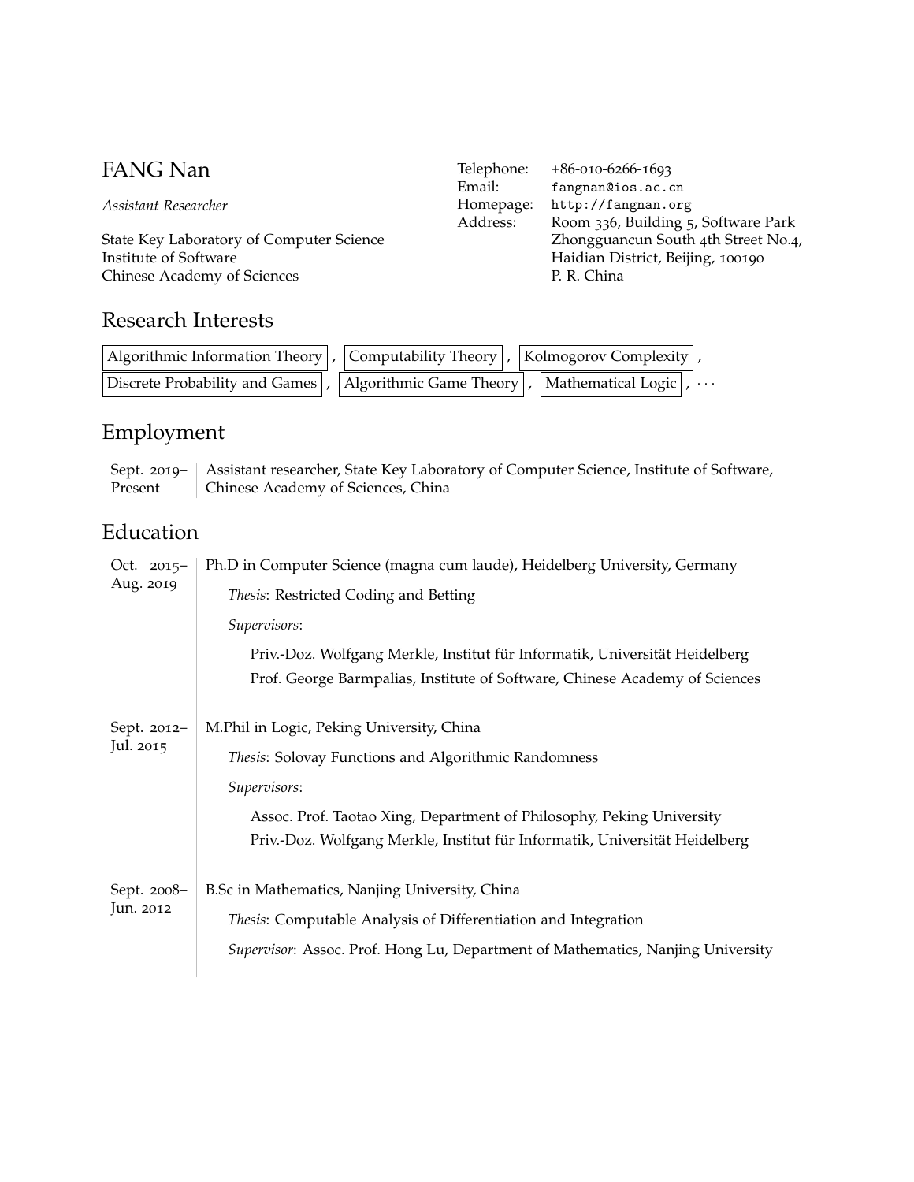# FANG Nan

*Assistant Researcher*

State Key Laboratory of Computer Science
Institute of Software
Chinese Academy of Sciences

Telephone: +86-010-6266-1693
Email: fangnan@ios.ac.cn
Homepage: http://fangnan.org
Address: Room 336, Building 5, Software Park
Zhongguancun South 4th Street No.4,
Haidian District, Beijing, 100190
P. R. China

## Research Interests

Algorithmic Information Theory, Computability Theory, Kolmogorov Complexity, Discrete Probability and Games, Algorithmic Game Theory, Mathematical Logic, ...

## Employment

**Sept. 2019– Present**
Assistant researcher, State Key Laboratory of Computer Science, Institute of Software, Chinese Academy of Sciences, China

## Education

**Oct. 2015– Aug. 2019**
Ph.D in Computer Science (magna cum laude), Heidelberg University, Germany

*Thesis*: Restricted Coding and Betting

*Supervisors*:

Priv.-Doz. Wolfgang Merkle, Institut für Informatik, Universität Heidelberg
Prof. George Barmpalias, Institute of Software, Chinese Academy of Sciences

**Sept. 2012– Jul. 2015**
M.Phil in Logic, Peking University, China

*Thesis*: Solovay Functions and Algorithmic Randomness

*Supervisors*:

Assoc. Prof. Taotao Xing, Department of Philosophy, Peking University
Priv.-Doz. Wolfgang Merkle, Institut für Informatik, Universität Heidelberg

**Sept. 2008– Jun. 2012**
B.Sc in Mathematics, Nanjing University, China

*Thesis*: Computable Analysis of Differentiation and Integration

*Supervisor*: Assoc. Prof. Hong Lu, Department of Mathematics, Nanjing University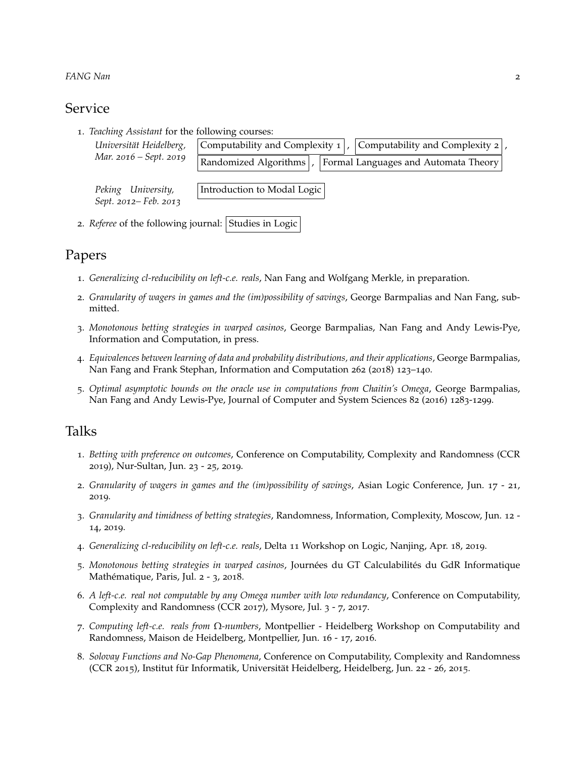## Service

1. *Teaching Assistant* for the following courses:
   - *Universität Heidelberg, Mar. 2016 – Sept. 2019*: Computability and Complexity 1, Computability and Complexity 2, Randomized Algorithms, Formal Languages and Automata Theory
   - *Peking University, Sept. 2012– Feb. 2013*: Introduction to Modal Logic
2. *Referee* of the following journal: Studies in Logic

## Papers

1. *Generalizing cl-reducibility on left-c.e. reals*, Nan Fang and Wolfgang Merkle, in preparation.
2. *Granularity of wagers in games and the (im)possibility of savings*, George Barmpalias and Nan Fang, submitted.
3. *Monotonous betting strategies in warped casinos*, George Barmpalias, Nan Fang and Andy Lewis-Pye, Information and Computation, in press.
4. *Equivalences between learning of data and probability distributions, and their applications*, George Barmpalias, Nan Fang and Frank Stephan, Information and Computation 262 (2018) 123–140.
5. *Optimal asymptotic bounds on the oracle use in computations from Chaitin's Omega*, George Barmpalias, Nan Fang and Andy Lewis-Pye, Journal of Computer and System Sciences 82 (2016) 1283-1299.

## Talks

1. *Betting with preference on outcomes*, Conference on Computability, Complexity and Randomness (CCR 2019), Nur-Sultan, Jun. 23 - 25, 2019.
2. *Granularity of wagers in games and the (im)possibility of savings*, Asian Logic Conference, Jun. 17 - 21, 2019.
3. *Granularity and timidness of betting strategies*, Randomness, Information, Complexity, Moscow, Jun. 12 - 14, 2019.
4. *Generalizing cl-reducibility on left-c.e. reals*, Delta 11 Workshop on Logic, Nanjing, Apr. 18, 2019.
5. *Monotonous betting strategies in warped casinos*, Journées du GT Calculabilités du GdR Informatique Mathématique, Paris, Jul. 2 - 3, 2018.
6. *A left-c.e. real not computable by any Omega number with low redundancy*, Conference on Computability, Complexity and Randomness (CCR 2017), Mysore, Jul. 3 - 7, 2017.
7. *Computing left-c.e. reals from $\Omega$-numbers*, Montpellier - Heidelberg Workshop on Computability and Randomness, Maison de Heidelberg, Montpellier, Jun. 16 - 17, 2016.
8. *Solovay Functions and No-Gap Phenomena*, Conference on Computability, Complexity and Randomness (CCR 2015), Institut für Informatik, Universität Heidelberg, Heidelberg, Jun. 22 - 26, 2015.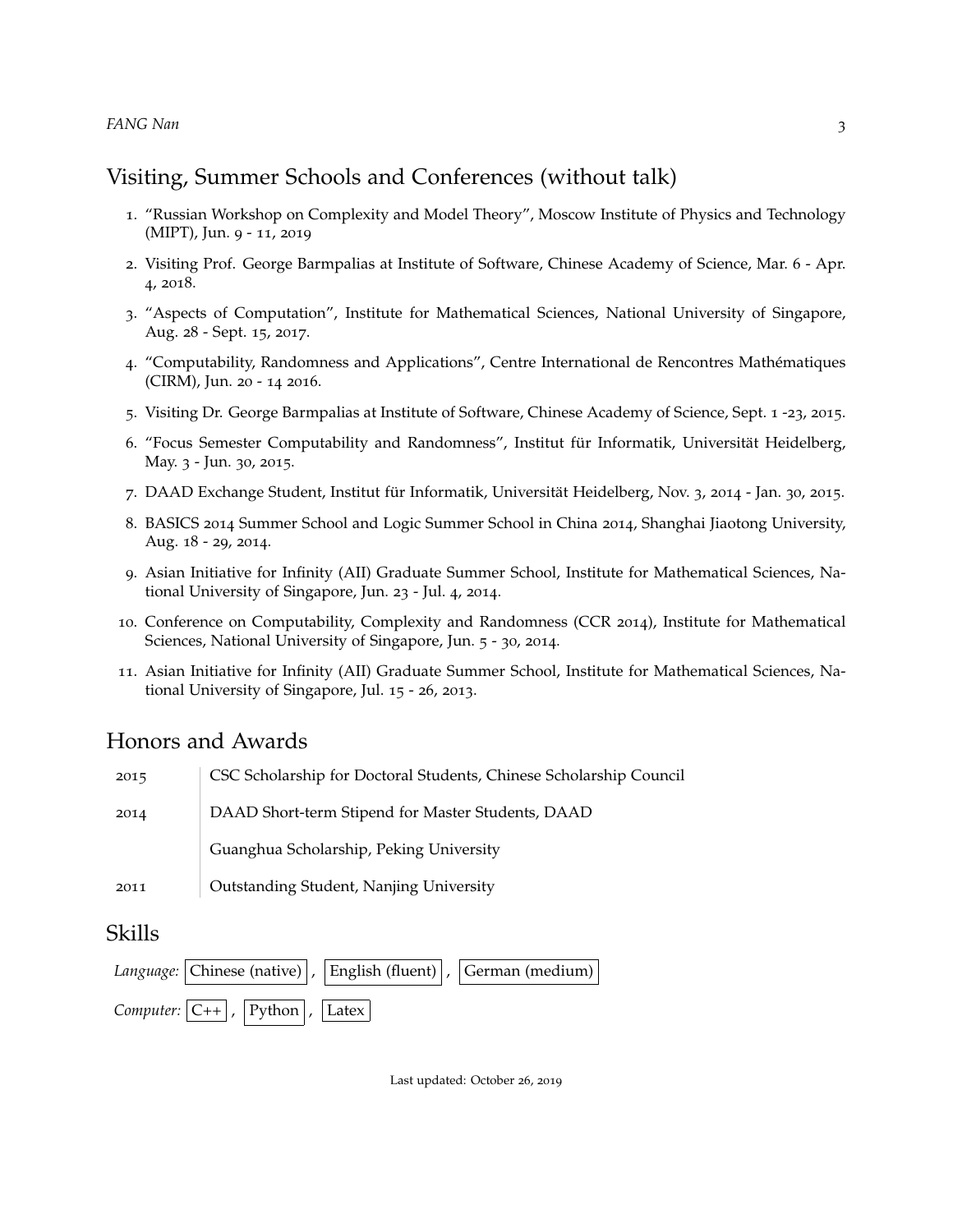## Visiting, Summer Schools and Conferences (without talk)

1. "Russian Workshop on Complexity and Model Theory", Moscow Institute of Physics and Technology (MIPT), Jun. 9 - 11, 2019
2. Visiting Prof. George Barmpalias at Institute of Software, Chinese Academy of Science, Mar. 6 - Apr. 4, 2018.
3. "Aspects of Computation", Institute for Mathematical Sciences, National University of Singapore, Aug. 28 - Sept. 15, 2017.
4. "Computability, Randomness and Applications", Centre International de Rencontres Mathématiques (CIRM), Jun. 20 - 14 2016.
5. Visiting Dr. George Barmpalias at Institute of Software, Chinese Academy of Science, Sept. 1 -23, 2015.
6. "Focus Semester Computability and Randomness", Institut für Informatik, Universität Heidelberg, May. 3 - Jun. 30, 2015.
7. DAAD Exchange Student, Institut für Informatik, Universität Heidelberg, Nov. 3, 2014 - Jan. 30, 2015.
8. BASICS 2014 Summer School and Logic Summer School in China 2014, Shanghai Jiaotong University, Aug. 18 - 29, 2014.
9. Asian Initiative for Infinity (AII) Graduate Summer School, Institute for Mathematical Sciences, National University of Singapore, Jun. 23 - Jul. 4, 2014.
10. Conference on Computability, Complexity and Randomness (CCR 2014), Institute for Mathematical Sciences, National University of Singapore, Jun. 5 - 30, 2014.
11. Asian Initiative for Infinity (AII) Graduate Summer School, Institute for Mathematical Sciences, National University of Singapore, Jul. 15 - 26, 2013.

## Honors and Awards

| | |
|---|---|
| 2015 | CSC Scholarship for Doctoral Students, Chinese Scholarship Council |
| 2014 | DAAD Short-term Stipend for Master Students, DAAD |
| | Guanghua Scholarship, Peking University |
| 2011 | Outstanding Student, Nanjing University |

## Skills

*Language:* Chinese (native), English (fluent), German (medium)

*Computer:* C++, Python, Latex

Last updated: October 26, 2019